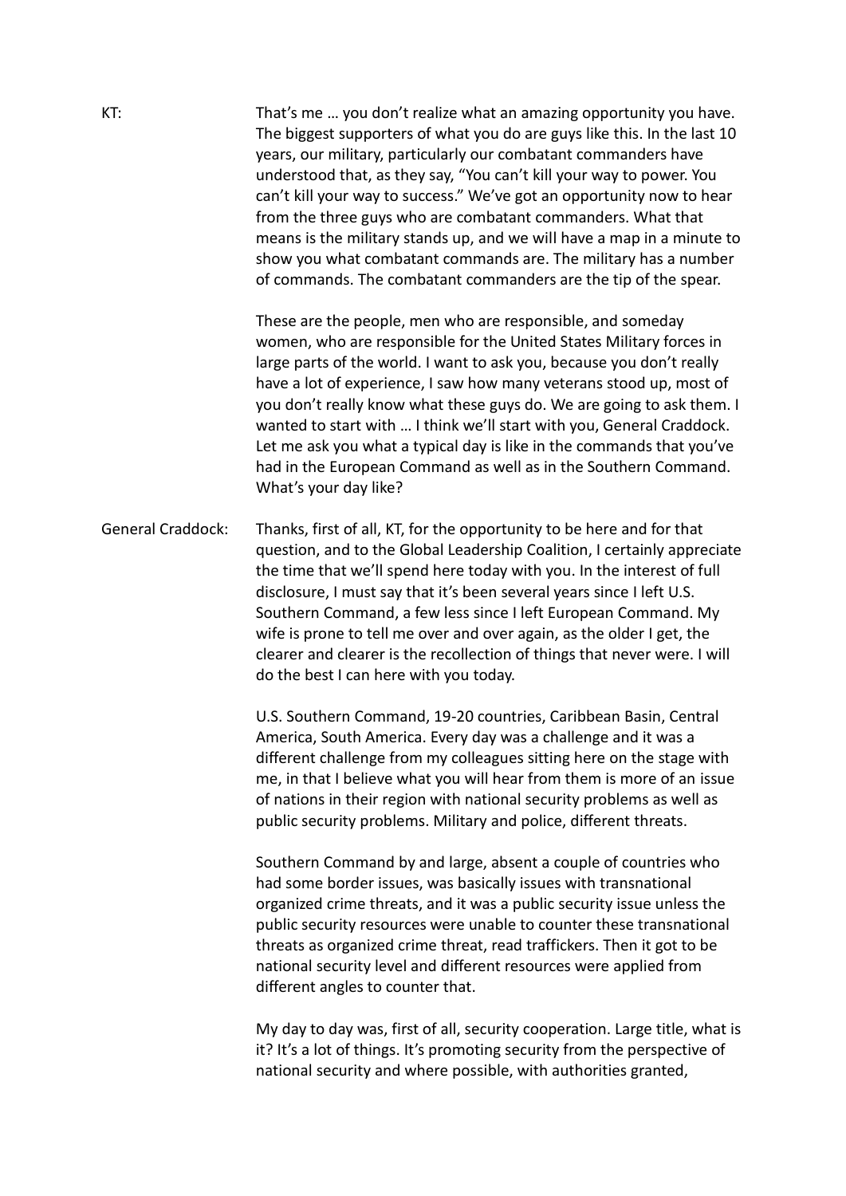**KT:** That's me … you don't realize what an amazing opportunity you have. The biggest supporters of what you do are guys like this. In the last 10 years, our military, particularly our combatant commanders have understood that, as they say, "You can't kill your way to power. You can't kill your way to success." We've got an opportunity now to hear from the three guys who are combatant commanders. What that means is the military stands up, and we will have a map in a minute to show you what combatant commands are. The military has a number of commands. The combatant commanders are the tip of the spear.

These are the people, men who are responsible, and someday women, who are responsible for the United States Military forces in large parts of the world. I want to ask you, because you don't really have a lot of experience, I saw how many veterans stood up, most of you don't really know what these guys do. We are going to ask them. I wanted to start with … I think we'll start with you, General Craddock. Let me ask you what a typical day is like in the commands that you've had in the European Command as well as in the Southern Command. What's your day like?

**General Craddock:** Thanks, first of all, KT, for the opportunity to be here and for that question, and to the Global Leadership Coalition, I certainly appreciate the time that we'll spend here today with you. In the interest of full disclosure, I must say that it's been several years since I left U.S. Southern Command, a few less since I left European Command. My wife is prone to tell me over and over again, as the older I get, the clearer and clearer is the recollection of things that never were. I will do the best I can here with you today.

U.S. Southern Command, 19-20 countries, Caribbean Basin, Central America, South America. Every day was a challenge and it was a different challenge from my colleagues sitting here on the stage with me, in that I believe what you will hear from them is more of an issue of nations in their region with national security problems as well as public security problems. Military and police, different threats.

Southern Command by and large, absent a couple of countries who had some border issues, was basically issues with transnational organized crime threats, and it was a public security issue unless the public security resources were unable to counter these transnational threats as organized crime threat, read traffickers. Then it got to be national security level and different resources were applied from different angles to counter that.

My day to day was, first of all, security cooperation. Large title, what is it? It's a lot of things. It's promoting security from the perspective of national security and where possible, with authorities granted,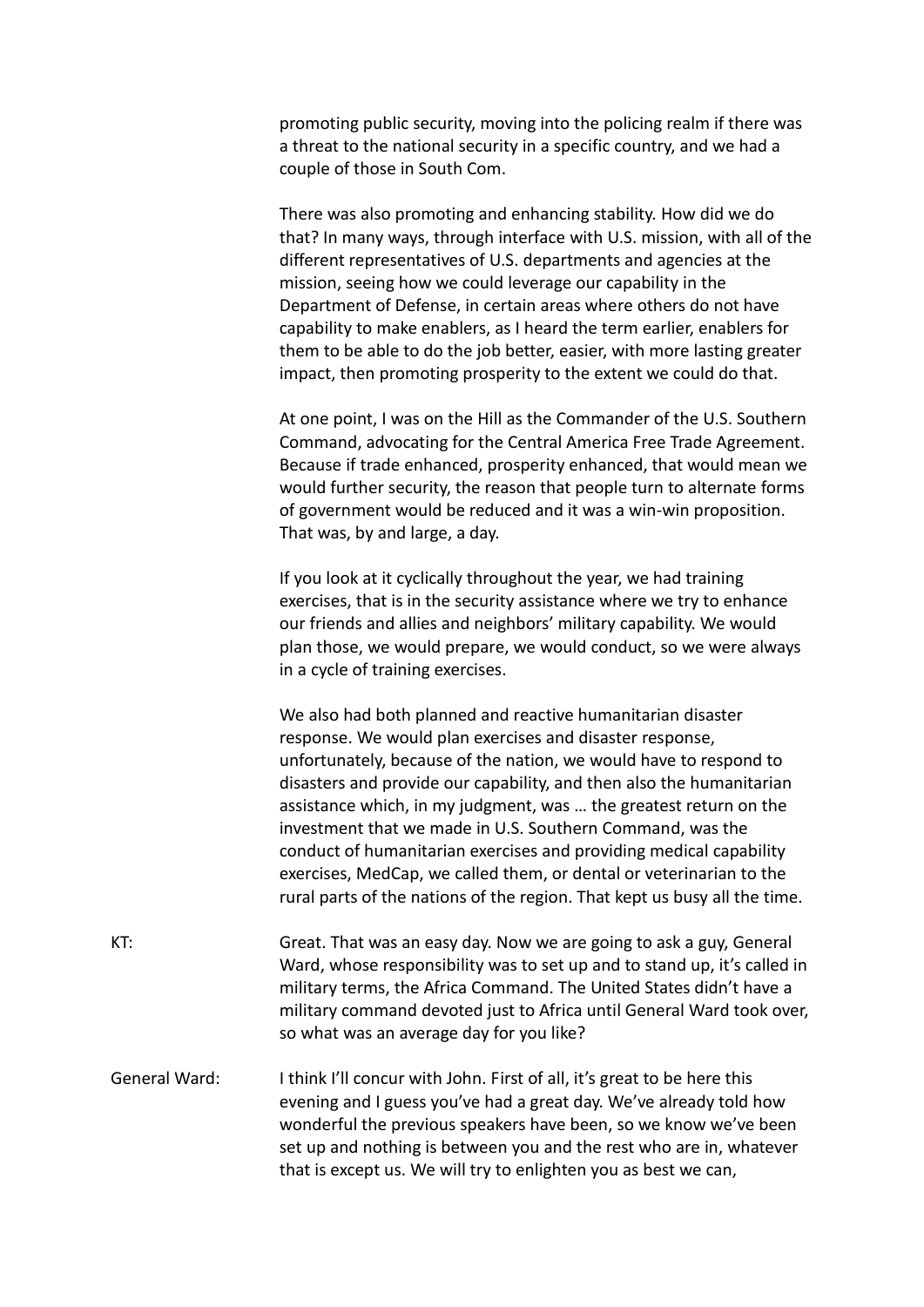promoting public security, moving into the policing realm if there was a threat to the national security in a specific country, and we had a couple of those in South Com.

There was also promoting and enhancing stability. How did we do that? In many ways, through interface with U.S. mission, with all of the different representatives of U.S. departments and agencies at the mission, seeing how we could leverage our capability in the Department of Defense, in certain areas where others do not have capability to make enablers, as I heard the term earlier, enablers for them to be able to do the job better, easier, with more lasting greater impact, then promoting prosperity to the extent we could do that.

At one point, I was on the Hill as the Commander of the U.S. Southern Command, advocating for the Central America Free Trade Agreement. Because if trade enhanced, prosperity enhanced, that would mean we would further security, the reason that people turn to alternate forms of government would be reduced and it was a win-win proposition. That was, by and large, a day.

If you look at it cyclically throughout the year, we had training exercises, that is in the security assistance where we try to enhance our friends and allies and neighbors' military capability. We would plan those, we would prepare, we would conduct, so we were always in a cycle of training exercises.

We also had both planned and reactive humanitarian disaster response. We would plan exercises and disaster response, unfortunately, because of the nation, we would have to respond to disasters and provide our capability, and then also the humanitarian assistance which, in my judgment, was … the greatest return on the investment that we made in U.S. Southern Command, was the conduct of humanitarian exercises and providing medical capability exercises, MedCap, we called them, or dental or veterinarian to the rural parts of the nations of the region. That kept us busy all the time.

KT: Great. That was an easy day. Now we are going to ask a guy, General Ward, whose responsibility was to set up and to stand up, it's called in military terms, the Africa Command. The United States didn't have a military command devoted just to Africa until General Ward took over, so what was an average day for you like?

General Ward: I think I'll concur with John. First of all, it's great to be here this evening and I guess you've had a great day. We've already told how wonderful the previous speakers have been, so we know we've been set up and nothing is between you and the rest who are in, whatever that is except us. We will try to enlighten you as best we can,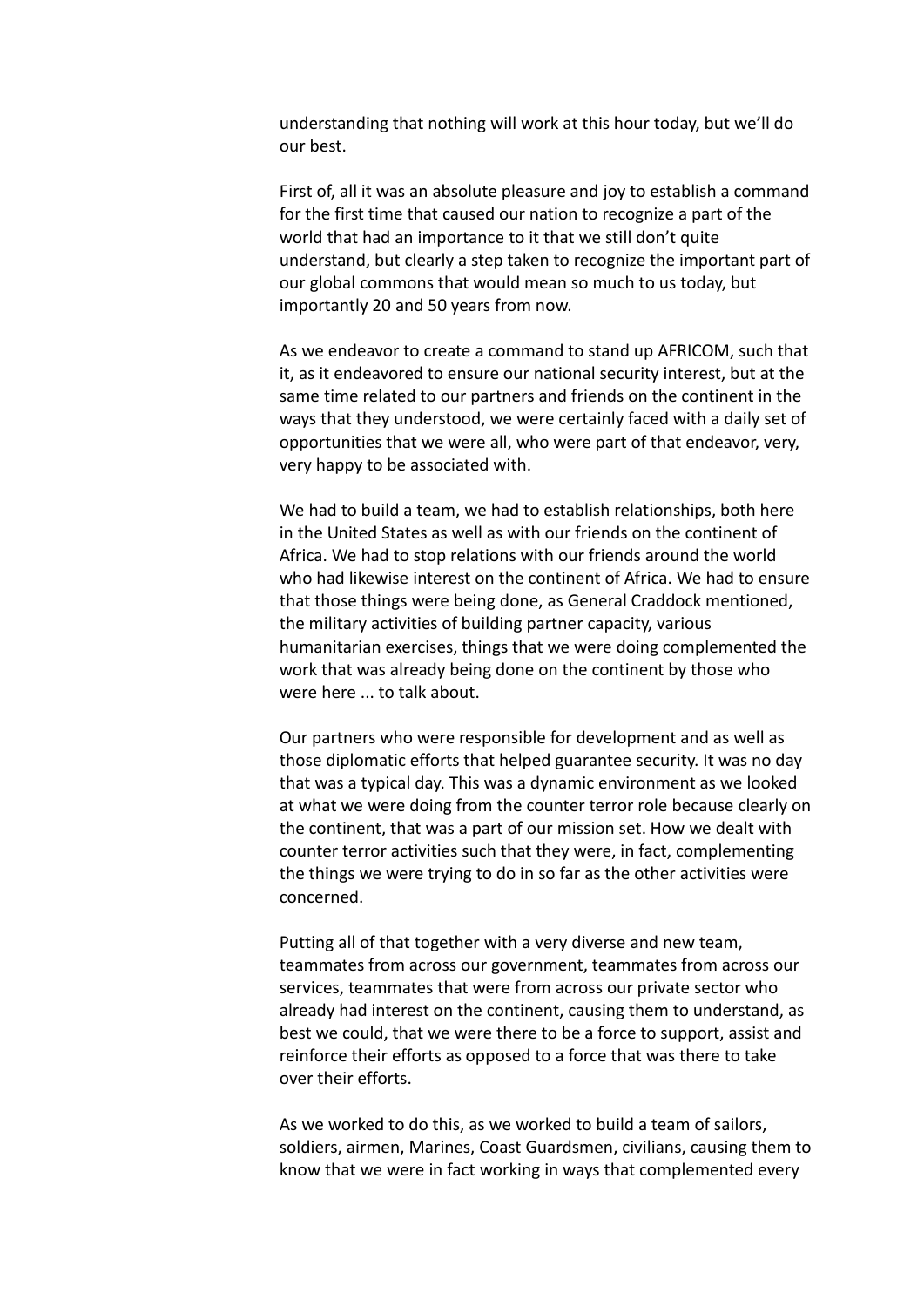understanding that nothing will work at this hour today, but we'll do our best.

First of, all it was an absolute pleasure and joy to establish a command for the first time that caused our nation to recognize a part of the world that had an importance to it that we still don't quite understand, but clearly a step taken to recognize the important part of our global commons that would mean so much to us today, but importantly 20 and 50 years from now.

As we endeavor to create a command to stand up AFRICOM, such that it, as it endeavored to ensure our national security interest, but at the same time related to our partners and friends on the continent in the ways that they understood, we were certainly faced with a daily set of opportunities that we were all, who were part of that endeavor, very, very happy to be associated with.

We had to build a team, we had to establish relationships, both here in the United States as well as with our friends on the continent of Africa. We had to stop relations with our friends around the world who had likewise interest on the continent of Africa. We had to ensure that those things were being done, as General Craddock mentioned, the military activities of building partner capacity, various humanitarian exercises, things that we were doing complemented the work that was already being done on the continent by those who were here ... to talk about.

Our partners who were responsible for development and as well as those diplomatic efforts that helped guarantee security. It was no day that was a typical day. This was a dynamic environment as we looked at what we were doing from the counter terror role because clearly on the continent, that was a part of our mission set. How we dealt with counter terror activities such that they were, in fact, complementing the things we were trying to do in so far as the other activities were concerned.

Putting all of that together with a very diverse and new team, teammates from across our government, teammates from across our services, teammates that were from across our private sector who already had interest on the continent, causing them to understand, as best we could, that we were there to be a force to support, assist and reinforce their efforts as opposed to a force that was there to take over their efforts.

As we worked to do this, as we worked to build a team of sailors, soldiers, airmen, Marines, Coast Guardsmen, civilians, causing them to know that we were in fact working in ways that complemented every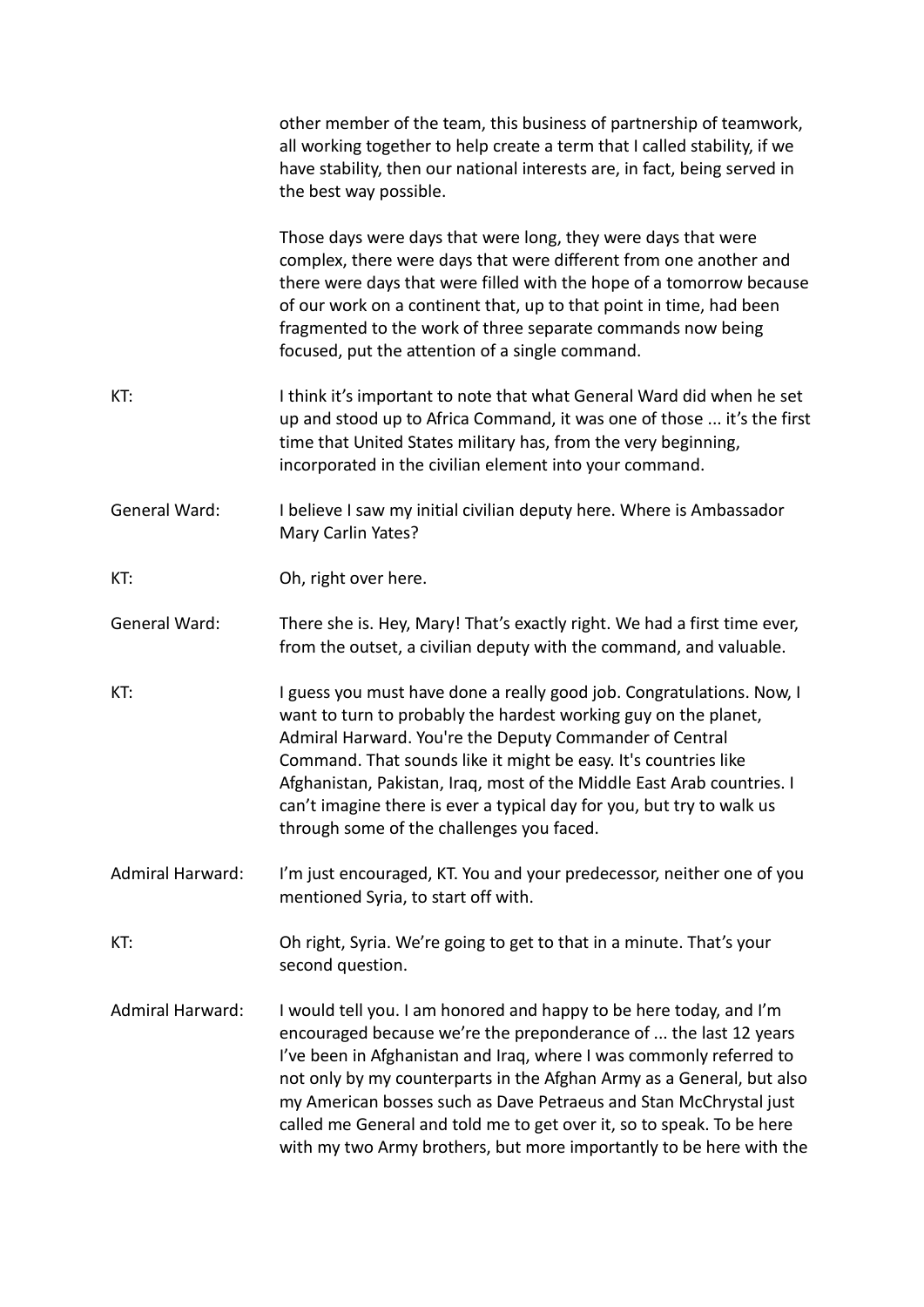other member of the team, this business of partnership of teamwork, all working together to help create a term that I called stability, if we have stability, then our national interests are, in fact, being served in the best way possible.

Those days were days that were long, they were days that were complex, there were days that were different from one another and there were days that were filled with the hope of a tomorrow because of our work on a continent that, up to that point in time, had been fragmented to the work of three separate commands now being focused, put the attention of a single command.

KT: I think it's important to note that what General Ward did when he set up and stood up to Africa Command, it was one of those ... it's the first time that United States military has, from the very beginning, incorporated in the civilian element into your command.

General Ward: I believe I saw my initial civilian deputy here. Where is Ambassador Mary Carlin Yates?

KT: Oh, right over here.

General Ward: There she is. Hey, Mary! That's exactly right. We had a first time ever, from the outset, a civilian deputy with the command, and valuable.

KT: I guess you must have done a really good job. Congratulations. Now, I want to turn to probably the hardest working guy on the planet, Admiral Harward. You're the Deputy Commander of Central Command. That sounds like it might be easy. It's countries like Afghanistan, Pakistan, Iraq, most of the Middle East Arab countries. I can't imagine there is ever a typical day for you, but try to walk us through some of the challenges you faced.

Admiral Harward: I'm just encouraged, KT. You and your predecessor, neither one of you mentioned Syria, to start off with.

KT: Oh right, Syria. We're going to get to that in a minute. That's your second question.

Admiral Harward: I would tell you. I am honored and happy to be here today, and I'm encouraged because we're the preponderance of ... the last 12 years I've been in Afghanistan and Iraq, where I was commonly referred to not only by my counterparts in the Afghan Army as a General, but also my American bosses such as Dave Petraeus and Stan McChrystal just called me General and told me to get over it, so to speak. To be here with my two Army brothers, but more importantly to be here with the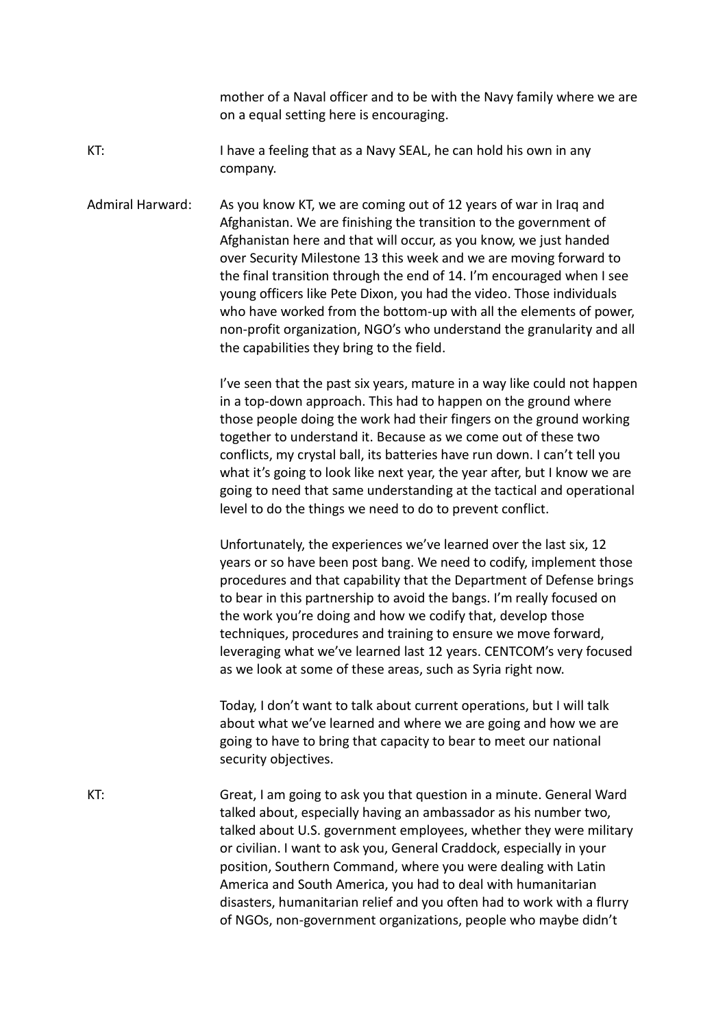mother of a Naval officer and to be with the Navy family where we are on a equal setting here is encouraging.

KT: I have a feeling that as a Navy SEAL, he can hold his own in any company.

Admiral Harward: As you know KT, we are coming out of 12 years of war in Iraq and Afghanistan. We are finishing the transition to the government of Afghanistan here and that will occur, as you know, we just handed over Security Milestone 13 this week and we are moving forward to the final transition through the end of 14. I'm encouraged when I see young officers like Pete Dixon, you had the video. Those individuals who have worked from the bottom-up with all the elements of power, non-profit organization, NGO's who understand the granularity and all the capabilities they bring to the field.

I've seen that the past six years, mature in a way like could not happen in a top-down approach. This had to happen on the ground where those people doing the work had their fingers on the ground working together to understand it. Because as we come out of these two conflicts, my crystal ball, its batteries have run down. I can't tell you what it's going to look like next year, the year after, but I know we are going to need that same understanding at the tactical and operational level to do the things we need to do to prevent conflict.

Unfortunately, the experiences we've learned over the last six, 12 years or so have been post bang. We need to codify, implement those procedures and that capability that the Department of Defense brings to bear in this partnership to avoid the bangs. I'm really focused on the work you're doing and how we codify that, develop those techniques, procedures and training to ensure we move forward, leveraging what we've learned last 12 years. CENTCOM's very focused as we look at some of these areas, such as Syria right now.

Today, I don't want to talk about current operations, but I will talk about what we've learned and where we are going and how we are going to have to bring that capacity to bear to meet our national security objectives.

KT: Great, I am going to ask you that question in a minute. General Ward talked about, especially having an ambassador as his number two, talked about U.S. government employees, whether they were military or civilian. I want to ask you, General Craddock, especially in your position, Southern Command, where you were dealing with Latin America and South America, you had to deal with humanitarian disasters, humanitarian relief and you often had to work with a flurry of NGOs, non-government organizations, people who maybe didn't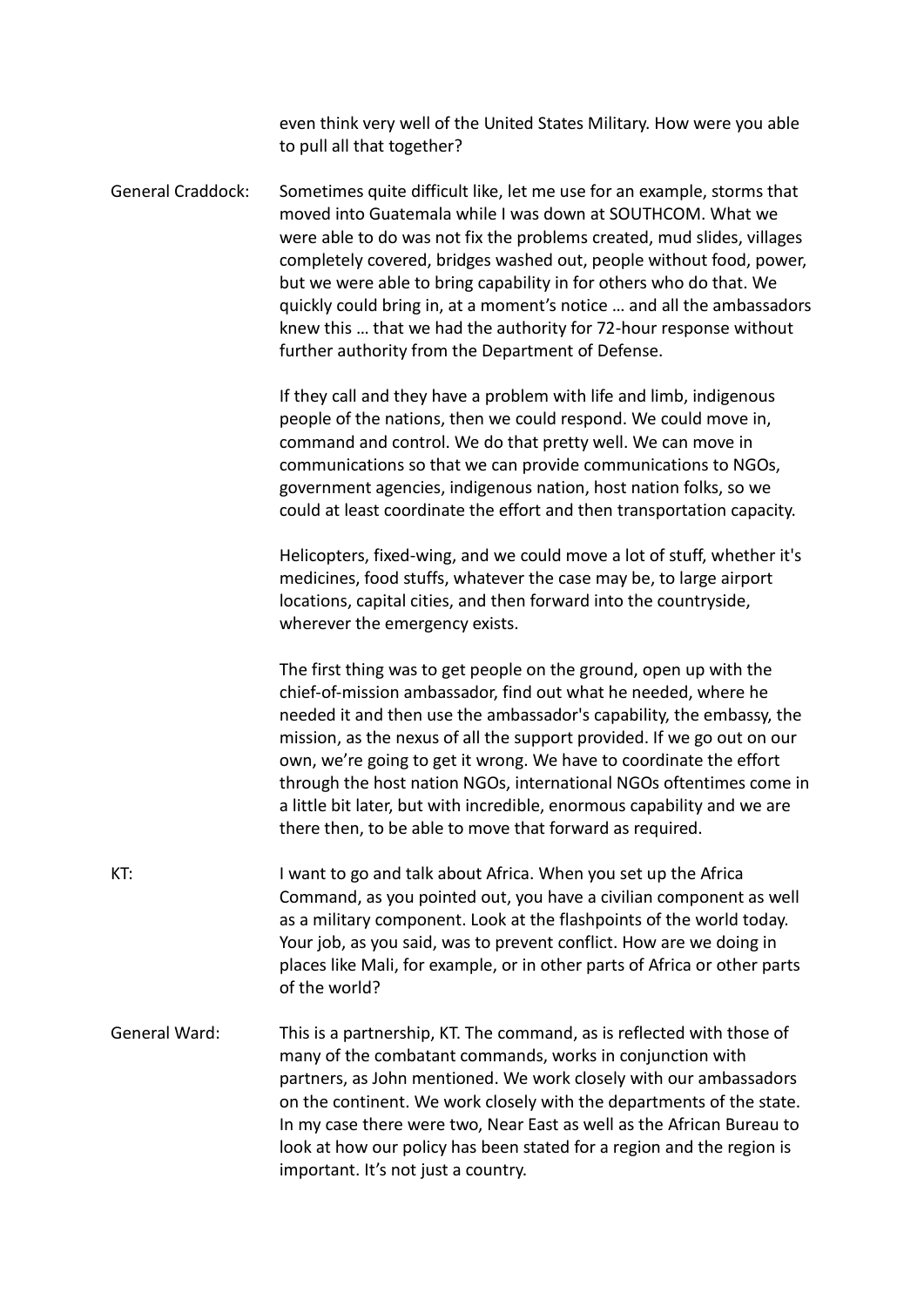even think very well of the United States Military. How were you able to pull all that together?

General Craddock: Sometimes quite difficult like, let me use for an example, storms that moved into Guatemala while I was down at SOUTHCOM. What we were able to do was not fix the problems created, mud slides, villages completely covered, bridges washed out, people without food, power, but we were able to bring capability in for others who do that. We quickly could bring in, at a moment's notice … and all the ambassadors knew this … that we had the authority for 72-hour response without further authority from the Department of Defense.

If they call and they have a problem with life and limb, indigenous people of the nations, then we could respond. We could move in, command and control. We do that pretty well. We can move in communications so that we can provide communications to NGOs, government agencies, indigenous nation, host nation folks, so we could at least coordinate the effort and then transportation capacity.

Helicopters, fixed-wing, and we could move a lot of stuff, whether it's medicines, food stuffs, whatever the case may be, to large airport locations, capital cities, and then forward into the countryside, wherever the emergency exists.

The first thing was to get people on the ground, open up with the chief-of-mission ambassador, find out what he needed, where he needed it and then use the ambassador's capability, the embassy, the mission, as the nexus of all the support provided. If we go out on our own, we're going to get it wrong. We have to coordinate the effort through the host nation NGOs, international NGOs oftentimes come in a little bit later, but with incredible, enormous capability and we are there then, to be able to move that forward as required.

KT: I want to go and talk about Africa. When you set up the Africa Command, as you pointed out, you have a civilian component as well as a military component. Look at the flashpoints of the world today. Your job, as you said, was to prevent conflict. How are we doing in places like Mali, for example, or in other parts of Africa or other parts of the world?

General Ward: This is a partnership, KT. The command, as is reflected with those of many of the combatant commands, works in conjunction with partners, as John mentioned. We work closely with our ambassadors on the continent. We work closely with the departments of the state. In my case there were two, Near East as well as the African Bureau to look at how our policy has been stated for a region and the region is important. It's not just a country.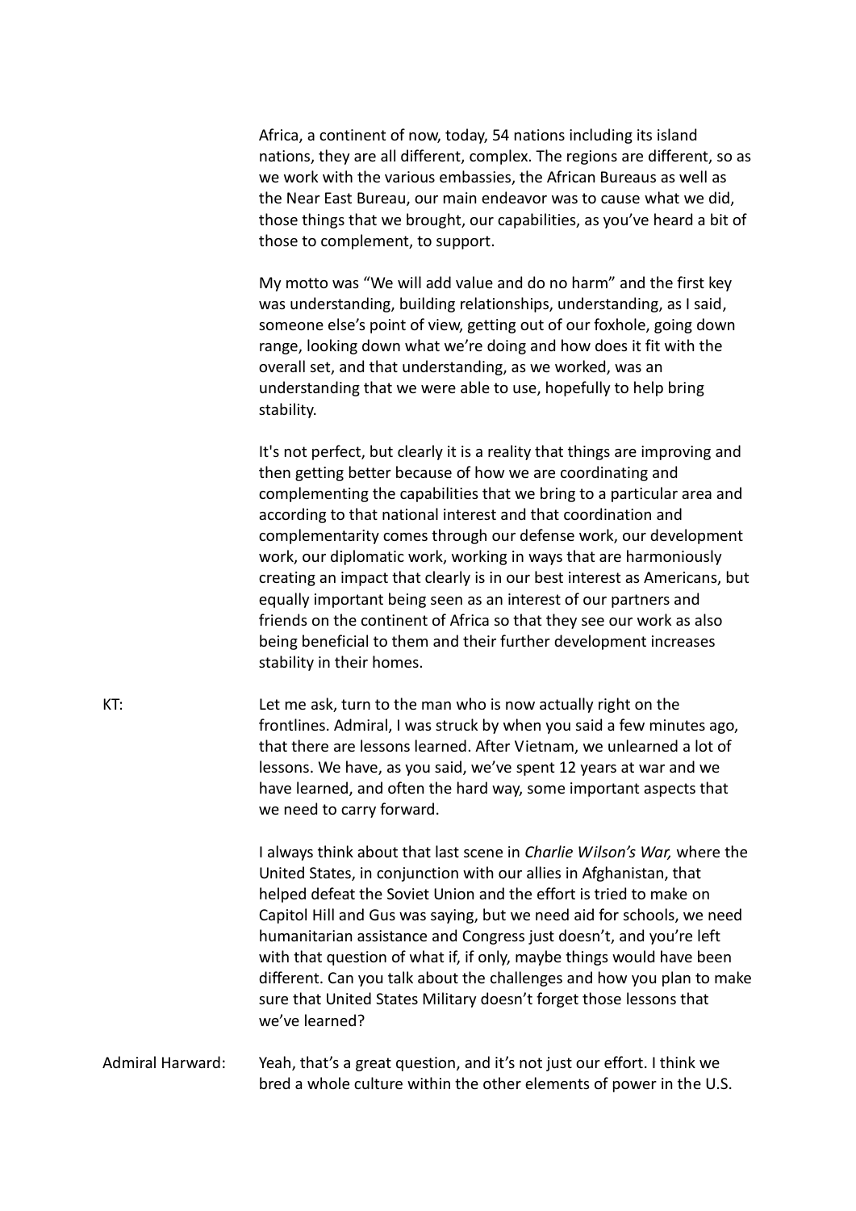Africa, a continent of now, today, 54 nations including its island nations, they are all different, complex. The regions are different, so as we work with the various embassies, the African Bureaus as well as the Near East Bureau, our main endeavor was to cause what we did, those things that we brought, our capabilities, as you've heard a bit of those to complement, to support.

My motto was "We will add value and do no harm" and the first key was understanding, building relationships, understanding, as I said, someone else's point of view, getting out of our foxhole, going down range, looking down what we're doing and how does it fit with the overall set, and that understanding, as we worked, was an understanding that we were able to use, hopefully to help bring stability.

It's not perfect, but clearly it is a reality that things are improving and then getting better because of how we are coordinating and complementing the capabilities that we bring to a particular area and according to that national interest and that coordination and complementarity comes through our defense work, our development work, our diplomatic work, working in ways that are harmoniously creating an impact that clearly is in our best interest as Americans, but equally important being seen as an interest of our partners and friends on the continent of Africa so that they see our work as also being beneficial to them and their further development increases stability in their homes.

**KT:** Let me ask, turn to the man who is now actually right on the frontlines. Admiral, I was struck by when you said a few minutes ago, that there are lessons learned. After Vietnam, we unlearned a lot of lessons. We have, as you said, we've spent 12 years at war and we have learned, and often the hard way, some important aspects that we need to carry forward.

I always think about that last scene in *Charlie Wilson's War,* where the United States, in conjunction with our allies in Afghanistan, that helped defeat the Soviet Union and the effort is tried to make on Capitol Hill and Gus was saying, but we need aid for schools, we need humanitarian assistance and Congress just doesn't, and you're left with that question of what if, if only, maybe things would have been different. Can you talk about the challenges and how you plan to make sure that United States Military doesn't forget those lessons that we've learned?

**Admiral Harward:** Yeah, that's a great question, and it's not just our effort. I think we bred a whole culture within the other elements of power in the U.S.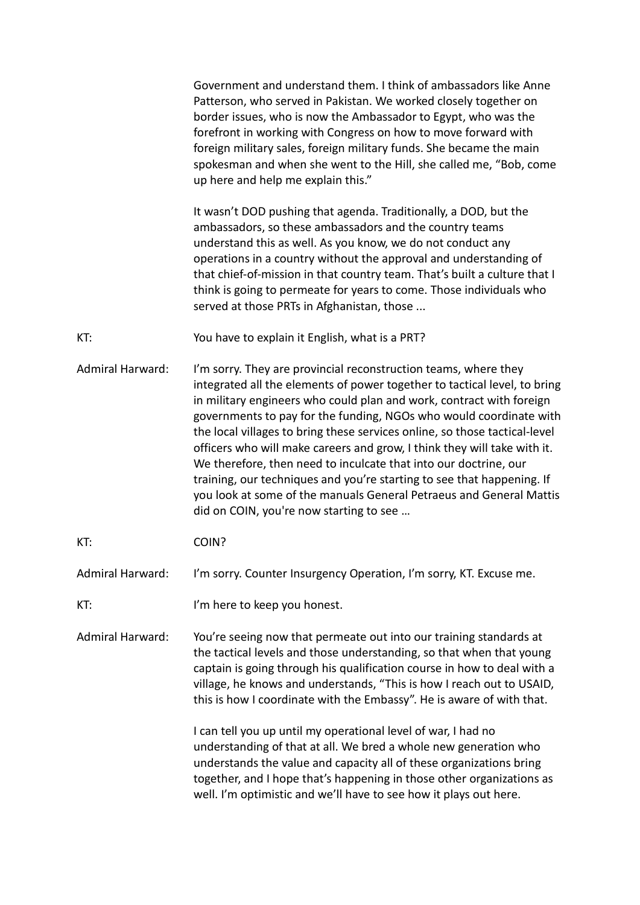Government and understand them. I think of ambassadors like Anne Patterson, who served in Pakistan. We worked closely together on border issues, who is now the Ambassador to Egypt, who was the forefront in working with Congress on how to move forward with foreign military sales, foreign military funds. She became the main spokesman and when she went to the Hill, she called me, "Bob, come up here and help me explain this."

It wasn't DOD pushing that agenda. Traditionally, a DOD, but the ambassadors, so these ambassadors and the country teams understand this as well. As you know, we do not conduct any operations in a country without the approval and understanding of that chief-of-mission in that country team. That's built a culture that I think is going to permeate for years to come. Those individuals who served at those PRTs in Afghanistan, those ...

**KT:** You have to explain it English, what is a PRT?

**Admiral Harward:** I'm sorry. They are provincial reconstruction teams, where they integrated all the elements of power together to tactical level, to bring in military engineers who could plan and work, contract with foreign governments to pay for the funding, NGOs who would coordinate with the local villages to bring these services online, so those tactical-level officers who will make careers and grow, I think they will take with it. We therefore, then need to inculcate that into our doctrine, our training, our techniques and you're starting to see that happening. If you look at some of the manuals General Petraeus and General Mattis did on COIN, you're now starting to see …

**KT:** COIN?

**Admiral Harward:** I'm sorry. Counter Insurgency Operation, I'm sorry, KT. Excuse me.

**KT:** I'm here to keep you honest.

**Admiral Harward:** You're seeing now that permeate out into our training standards at the tactical levels and those understanding, so that when that young captain is going through his qualification course in how to deal with a village, he knows and understands, "This is how I reach out to USAID, this is how I coordinate with the Embassy". He is aware of with that.

I can tell you up until my operational level of war, I had no understanding of that at all. We bred a whole new generation who understands the value and capacity all of these organizations bring together, and I hope that's happening in those other organizations as well. I'm optimistic and we'll have to see how it plays out here.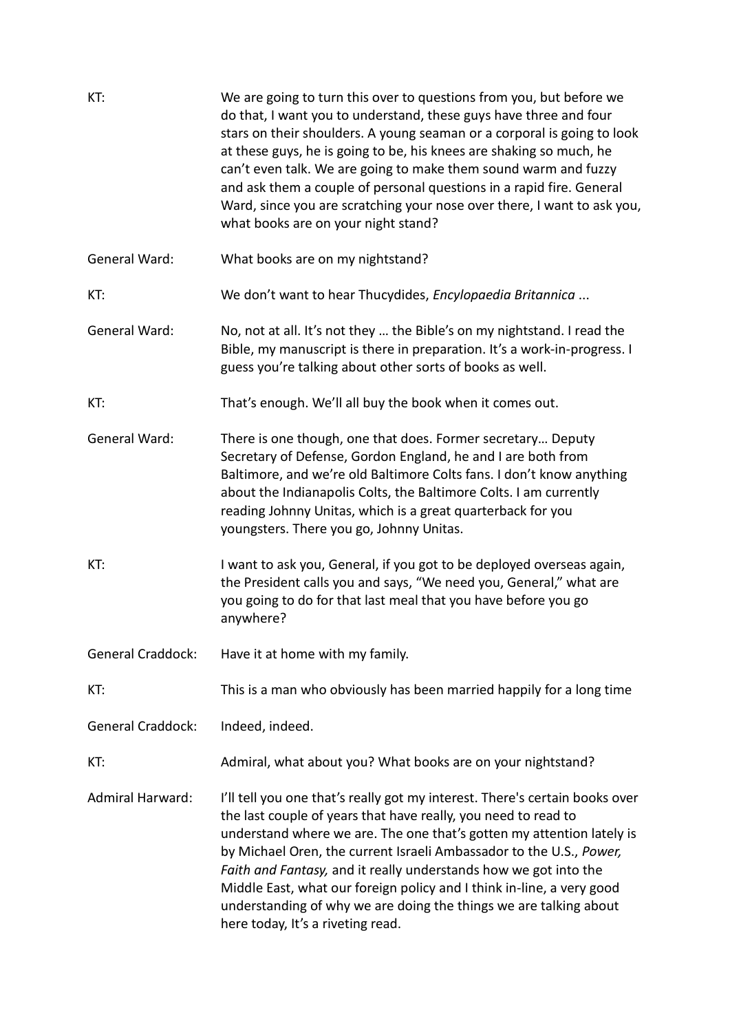KT: We are going to turn this over to questions from you, but before we do that, I want you to understand, these guys have three and four stars on their shoulders. A young seaman or a corporal is going to look at these guys, he is going to be, his knees are shaking so much, he can't even talk. We are going to make them sound warm and fuzzy and ask them a couple of personal questions in a rapid fire. General Ward, since you are scratching your nose over there, I want to ask you, what books are on your night stand?

General Ward: What books are on my nightstand?

KT: We don't want to hear Thucydides, *Encylopaedia Britannica* ...

General Ward: No, not at all. It's not they … the Bible's on my nightstand. I read the Bible, my manuscript is there in preparation. It's a work-in-progress. I guess you're talking about other sorts of books as well.

KT: That's enough. We'll all buy the book when it comes out.

General Ward: There is one though, one that does. Former secretary… Deputy Secretary of Defense, Gordon England, he and I are both from Baltimore, and we're old Baltimore Colts fans. I don't know anything about the Indianapolis Colts, the Baltimore Colts. I am currently reading Johnny Unitas, which is a great quarterback for you youngsters. There you go, Johnny Unitas.

KT: I want to ask you, General, if you got to be deployed overseas again, the President calls you and says, "We need you, General," what are you going to do for that last meal that you have before you go anywhere?

General Craddock: Have it at home with my family.

KT: This is a man who obviously has been married happily for a long time

General Craddock: Indeed, indeed.

KT: Admiral, what about you? What books are on your nightstand?

Admiral Harward: I'll tell you one that's really got my interest. There's certain books over the last couple of years that have really, you need to read to understand where we are. The one that's gotten my attention lately is by Michael Oren, the current Israeli Ambassador to the U.S., *Power, Faith and Fantasy,* and it really understands how we got into the Middle East, what our foreign policy and I think in-line, a very good understanding of why we are doing the things we are talking about here today, It's a riveting read.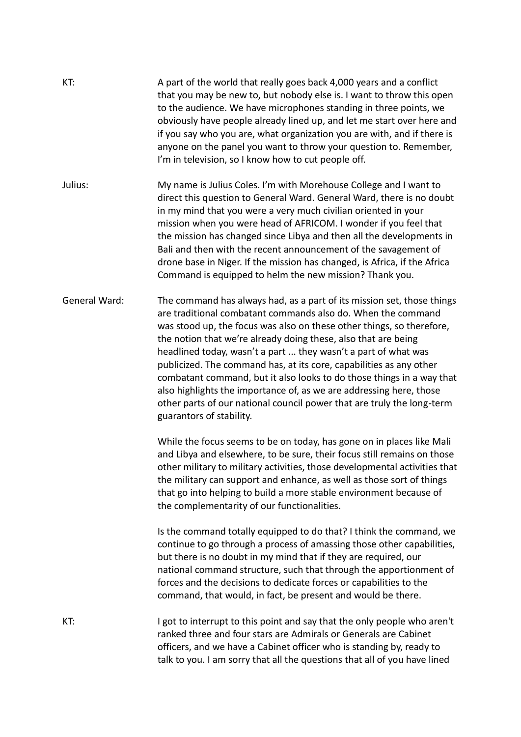KT: A part of the world that really goes back 4,000 years and a conflict that you may be new to, but nobody else is. I want to throw this open to the audience. We have microphones standing in three points, we obviously have people already lined up, and let me start over here and if you say who you are, what organization you are with, and if there is anyone on the panel you want to throw your question to. Remember, I'm in television, so I know how to cut people off.

Julius: My name is Julius Coles. I'm with Morehouse College and I want to direct this question to General Ward. General Ward, there is no doubt in my mind that you were a very much civilian oriented in your mission when you were head of AFRICOM. I wonder if you feel that the mission has changed since Libya and then all the developments in Bali and then with the recent announcement of the savagement of drone base in Niger. If the mission has changed, is Africa, if the Africa Command is equipped to helm the new mission? Thank you.

General Ward: The command has always had, as a part of its mission set, those things are traditional combatant commands also do. When the command was stood up, the focus was also on these other things, so therefore, the notion that we're already doing these, also that are being headlined today, wasn't a part ... they wasn't a part of what was publicized. The command has, at its core, capabilities as any other combatant command, but it also looks to do those things in a way that also highlights the importance of, as we are addressing here, those other parts of our national council power that are truly the long-term guarantors of stability.

While the focus seems to be on today, has gone on in places like Mali and Libya and elsewhere, to be sure, their focus still remains on those other military to military activities, those developmental activities that the military can support and enhance, as well as those sort of things that go into helping to build a more stable environment because of the complementarity of our functionalities.

Is the command totally equipped to do that? I think the command, we continue to go through a process of amassing those other capabilities, but there is no doubt in my mind that if they are required, our national command structure, such that through the apportionment of forces and the decisions to dedicate forces or capabilities to the command, that would, in fact, be present and would be there.

KT: I got to interrupt to this point and say that the only people who aren't ranked three and four stars are Admirals or Generals are Cabinet officers, and we have a Cabinet officer who is standing by, ready to talk to you. I am sorry that all the questions that all of you have lined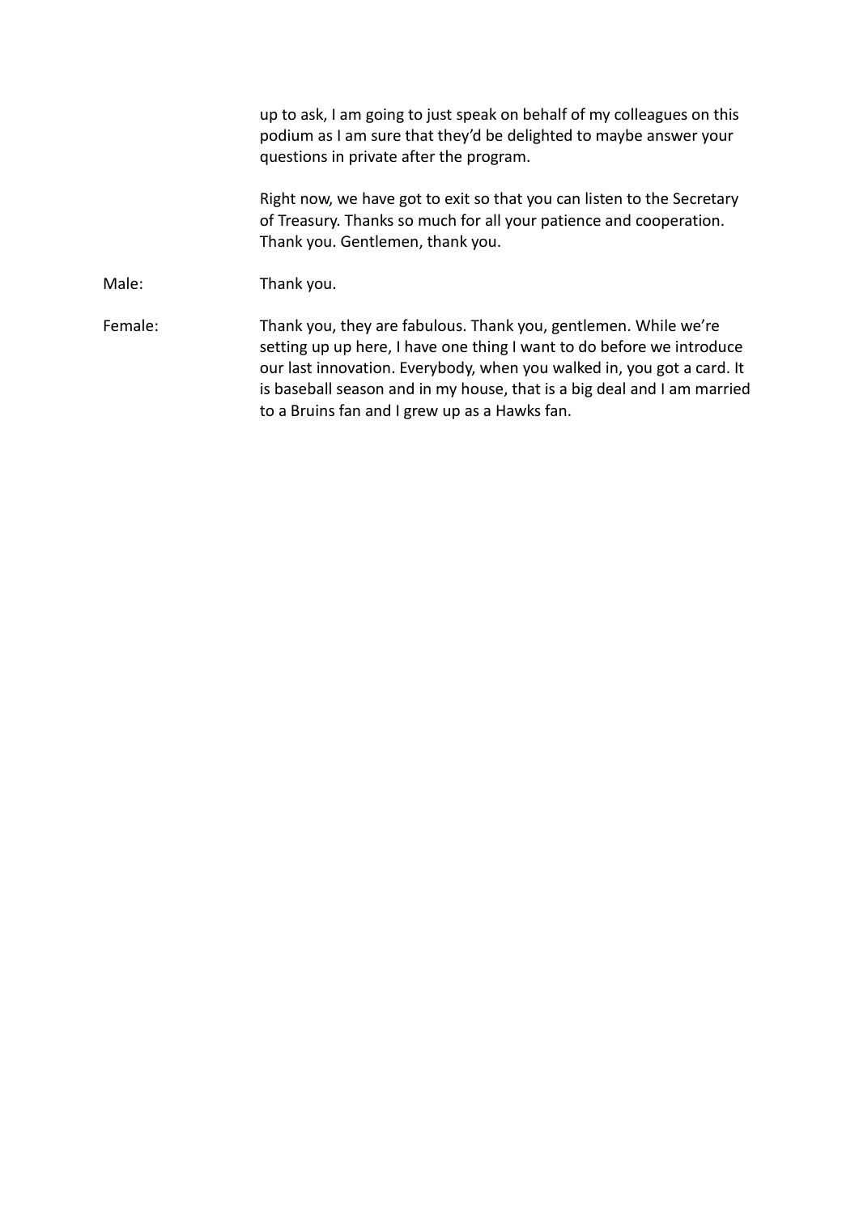up to ask, I am going to just speak on behalf of my colleagues on this podium as I am sure that they'd be delighted to maybe answer your questions in private after the program.

Right now, we have got to exit so that you can listen to the Secretary of Treasury. Thanks so much for all your patience and cooperation. Thank you. Gentlemen, thank you.

Male: Thank you.

Female: Thank you, they are fabulous. Thank you, gentlemen. While we're setting up up here, I have one thing I want to do before we introduce our last innovation. Everybody, when you walked in, you got a card. It is baseball season and in my house, that is a big deal and I am married to a Bruins fan and I grew up as a Hawks fan.